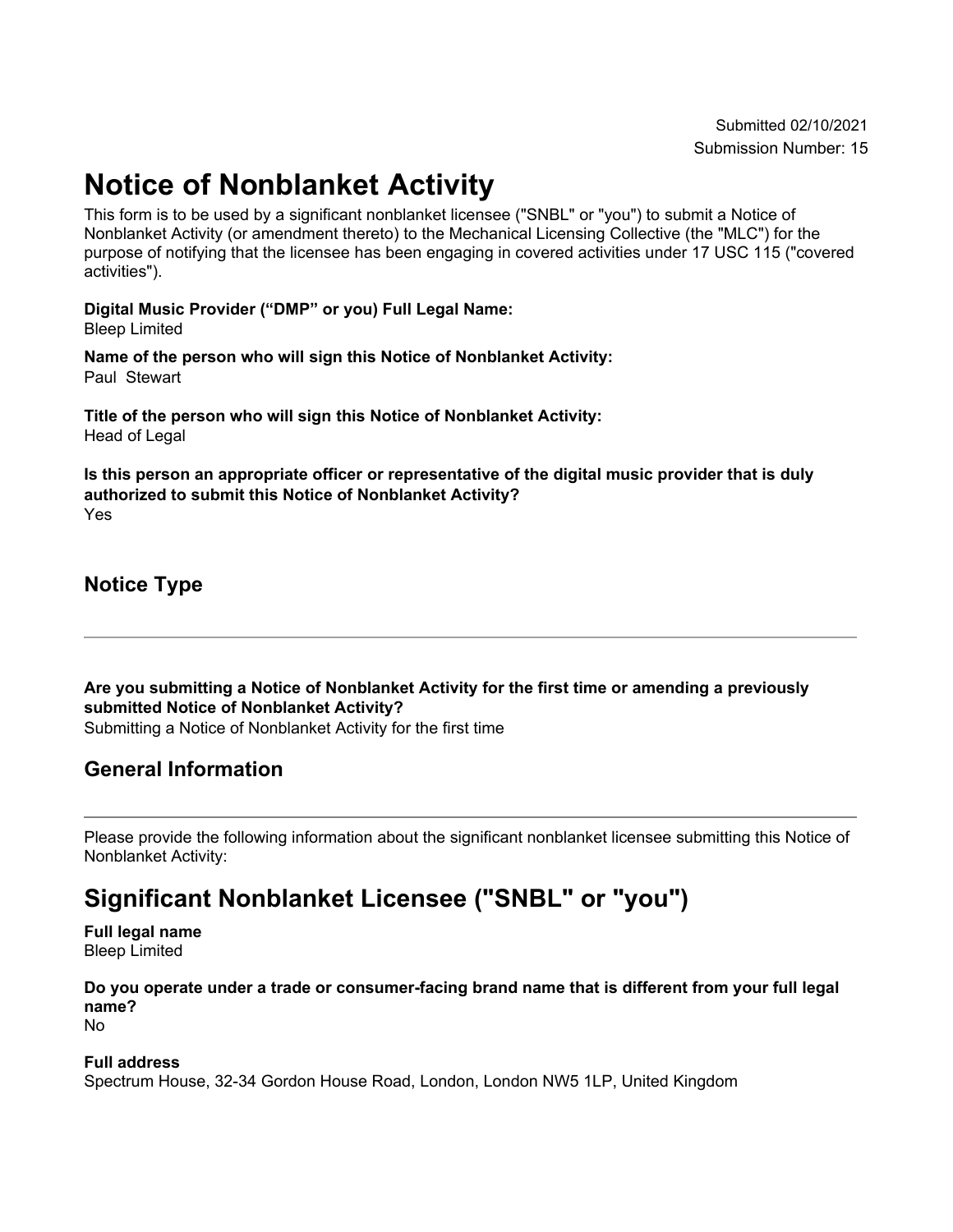Submitted 02/10/2021
Submission Number: 15

# Notice of Nonblanket Activity

This form is to be used by a significant nonblanket licensee ("SNBL" or "you") to submit a Notice of Nonblanket Activity (or amendment thereto) to the Mechanical Licensing Collective (the "MLC") for the purpose of notifying that the licensee has been engaging in covered activities under 17 USC 115 ("covered activities").

**Digital Music Provider ("DMP" or you) Full Legal Name:**
Bleep Limited

**Name of the person who will sign this Notice of Nonblanket Activity:**
Paul Stewart

**Title of the person who will sign this Notice of Nonblanket Activity:**
Head of Legal

**Is this person an appropriate officer or representative of the digital music provider that is duly authorized to submit this Notice of Nonblanket Activity?**
Yes

## Notice Type

---

**Are you submitting a Notice of Nonblanket Activity for the first time or amending a previously submitted Notice of Nonblanket Activity?**
Submitting a Notice of Nonblanket Activity for the first time

## General Information

---

Please provide the following information about the significant nonblanket licensee submitting this Notice of Nonblanket Activity:

# Significant Nonblanket Licensee ("SNBL" or "you")

**Full legal name**
Bleep Limited

**Do you operate under a trade or consumer-facing brand name that is different from your full legal name?**
No

**Full address**
Spectrum House, 32-34 Gordon House Road, London, London NW5 1LP, United Kingdom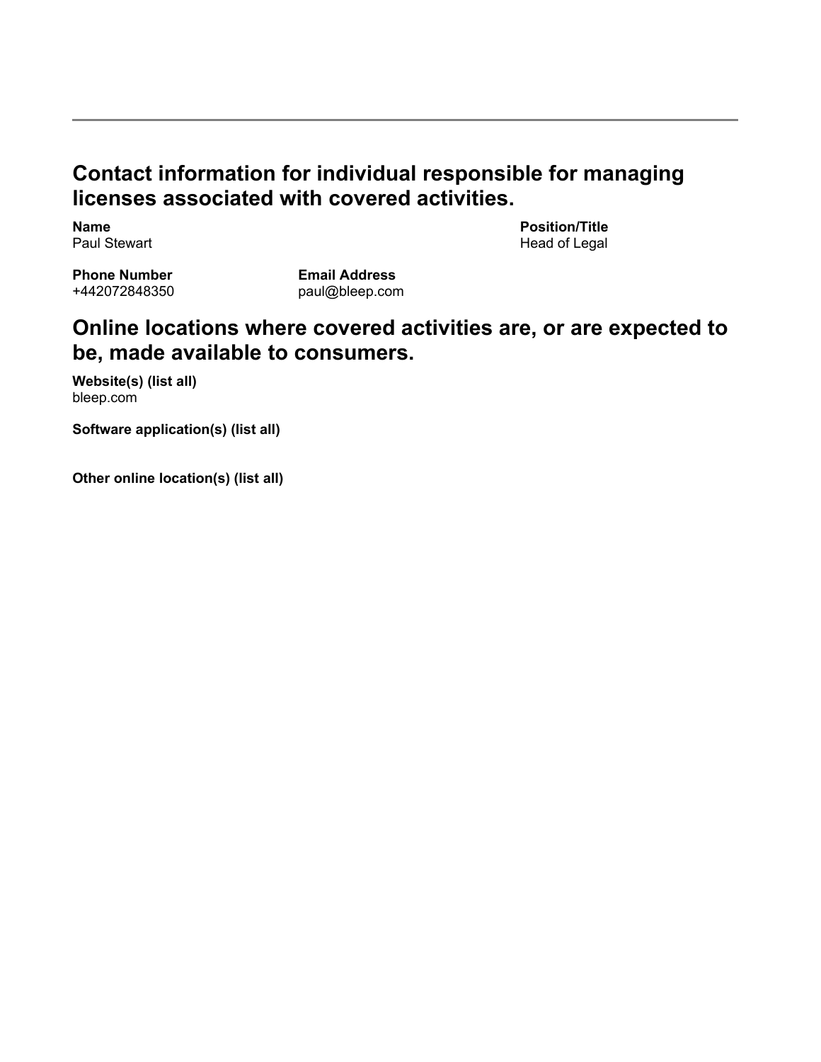## Contact information for individual responsible for managing licenses associated with covered activities.

**Name**
Paul Stewart

**Position/Title**
Head of Legal

**Phone Number**
+442072848350

**Email Address**
paul@bleep.com

## Online locations where covered activities are, or are expected to be, made available to consumers.

**Website(s) (list all)**
bleep.com

**Software application(s) (list all)**

**Other online location(s) (list all)**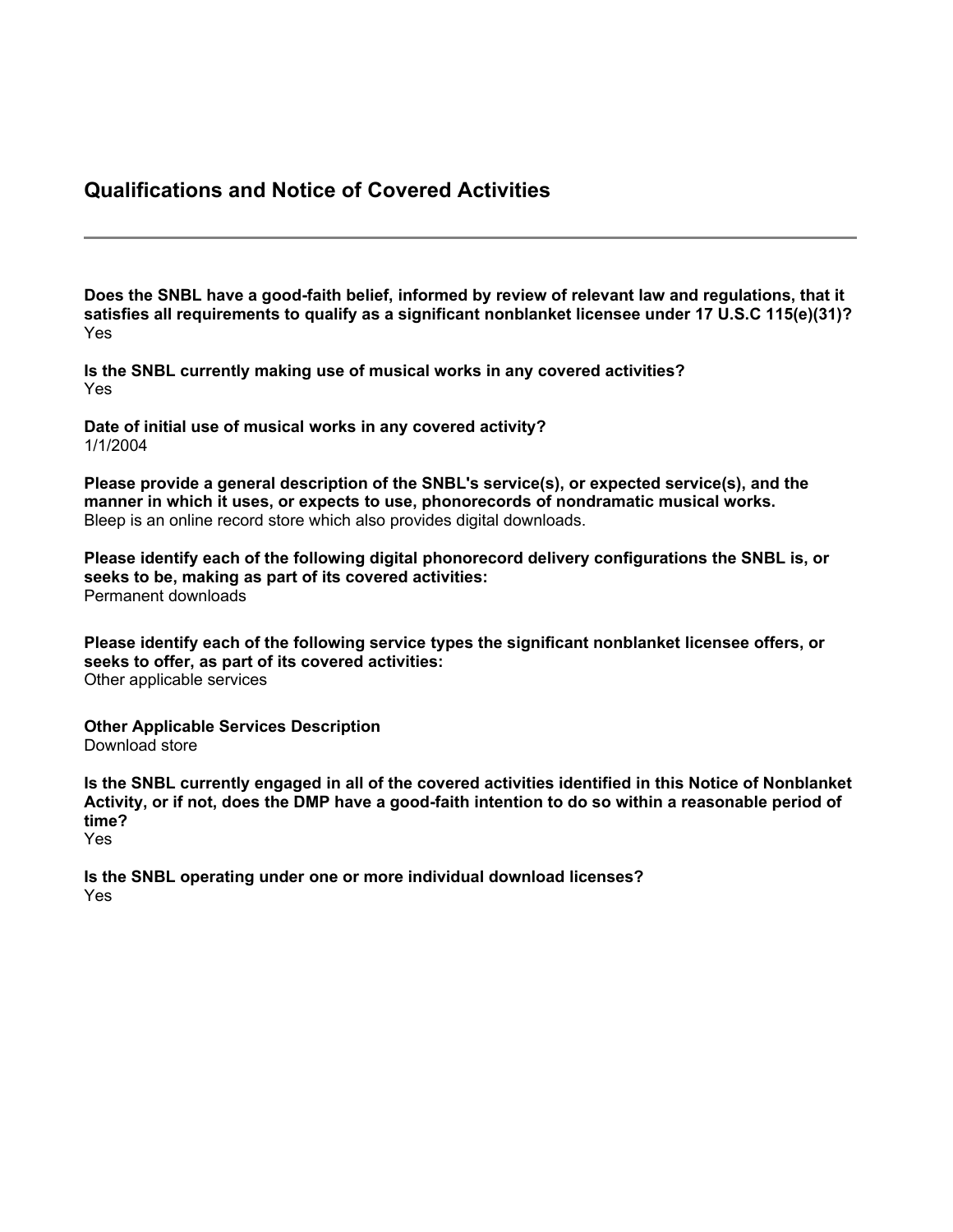## Qualifications and Notice of Covered Activities

---

**Does the SNBL have a good-faith belief, informed by review of relevant law and regulations, that it satisfies all requirements to qualify as a significant nonblanket licensee under 17 U.S.C 115(e)(31)?**
Yes

**Is the SNBL currently making use of musical works in any covered activities?**
Yes

**Date of initial use of musical works in any covered activity?**
1/1/2004

**Please provide a general description of the SNBL's service(s), or expected service(s), and the manner in which it uses, or expects to use, phonorecords of nondramatic musical works.**
Bleep is an online record store which also provides digital downloads.

**Please identify each of the following digital phonorecord delivery configurations the SNBL is, or seeks to be, making as part of its covered activities:**
Permanent downloads

**Please identify each of the following service types the significant nonblanket licensee offers, or seeks to offer, as part of its covered activities:**
Other applicable services

**Other Applicable Services Description**
Download store

**Is the SNBL currently engaged in all of the covered activities identified in this Notice of Nonblanket Activity, or if not, does the DMP have a good-faith intention to do so within a reasonable period of time?**
Yes

**Is the SNBL operating under one or more individual download licenses?**
Yes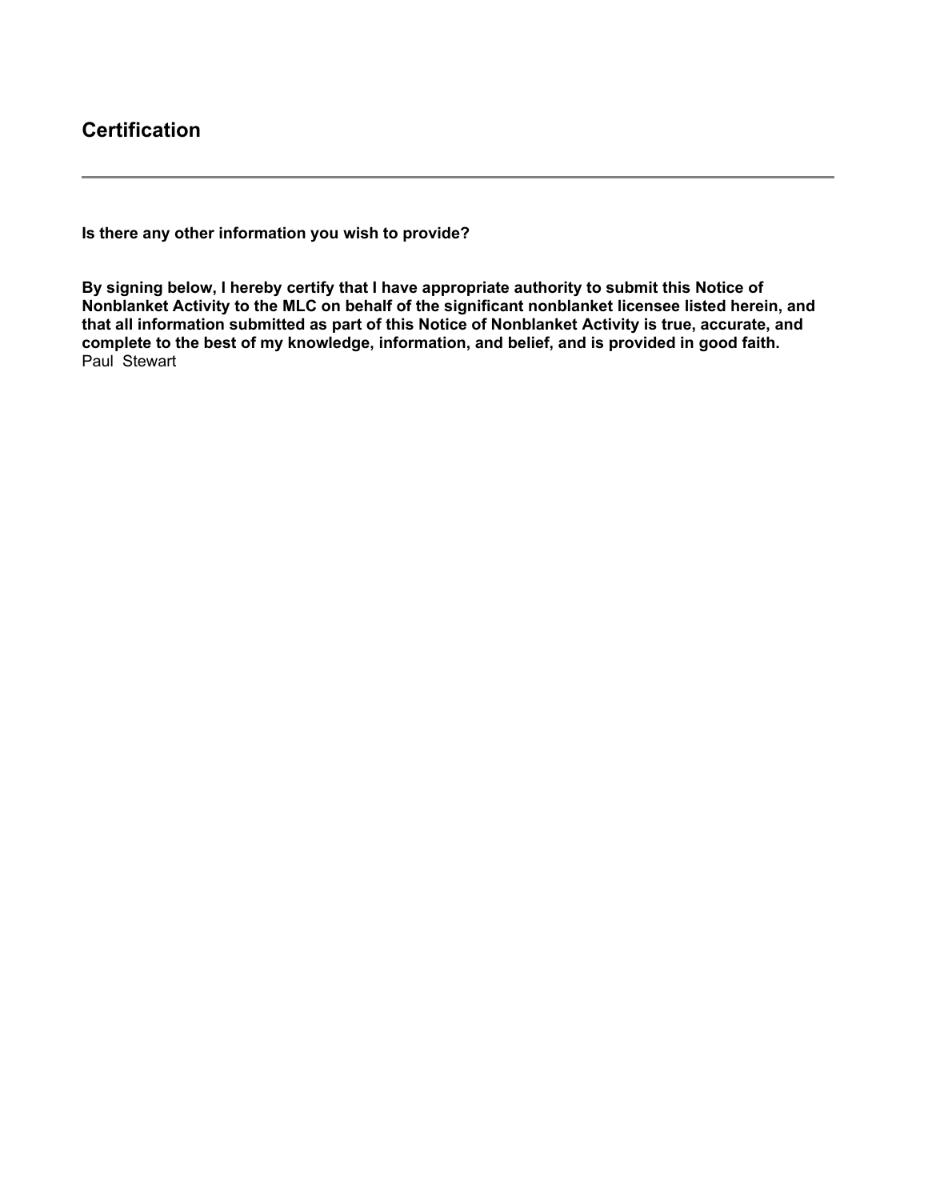## Certification

**Is there any other information you wish to provide?**

**By signing below, I hereby certify that I have appropriate authority to submit this Notice of Nonblanket Activity to the MLC on behalf of the significant nonblanket licensee listed herein, and that all information submitted as part of this Notice of Nonblanket Activity is true, accurate, and complete to the best of my knowledge, information, and belief, and is provided in good faith.**
Paul Stewart